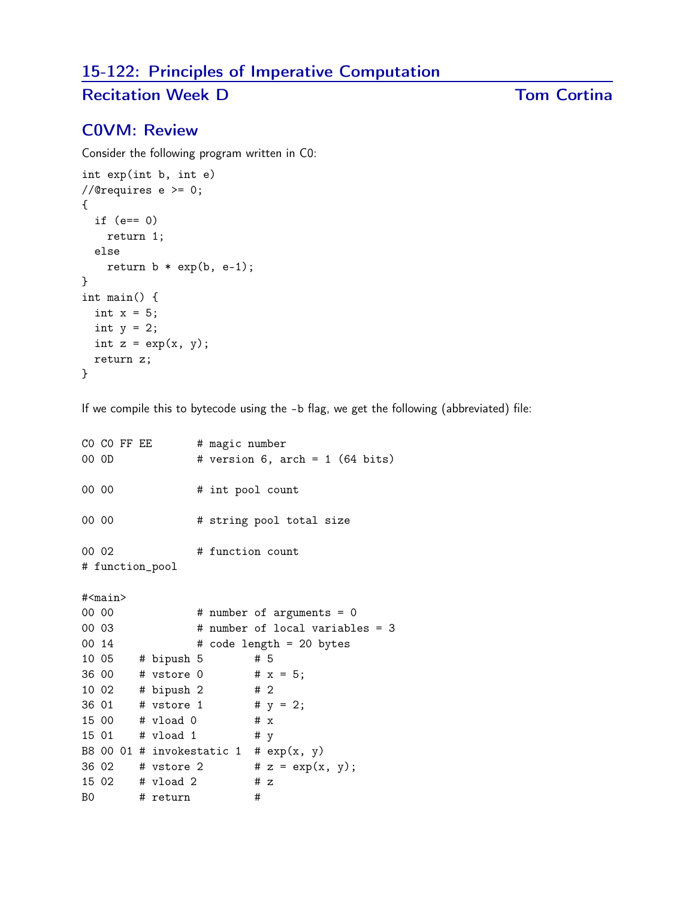# 15-122: Principles of Imperative Computation

## Recitation Week D — Tom Cortina

## C0VM: Review

Consider the following program written in C0:

```
int exp(int b, int e)
//@requires e >= 0;
{
  if (e== 0)
    return 1;
  else
    return b * exp(b, e-1);
}
int main() {
  int x = 5;
  int y = 2;
  int z = exp(x, y);
  return z;
}
```

If we compile this to bytecode using the -b flag, we get the following (abbreviated) file:

```
C0 C0 FF EE       # magic number
00 0D             # version 6, arch = 1 (64 bits)

00 00             # int pool count

00 00             # string pool total size

00 02             # function count
# function_pool

#<main>
00 00             # number of arguments = 0
00 03             # number of local variables = 3
00 14             # code length = 20 bytes
10 05    # bipush 5        # 5
36 00    # vstore 0        # x = 5;
10 02    # bipush 2        # 2
36 01    # vstore 1        # y = 2;
15 00    # vload 0         # x
15 01    # vload 1         # y
B8 00 01 # invokestatic 1  # exp(x, y)
36 02    # vstore 2        # z = exp(x, y);
15 02    # vload 2         # z
B0       # return          #
```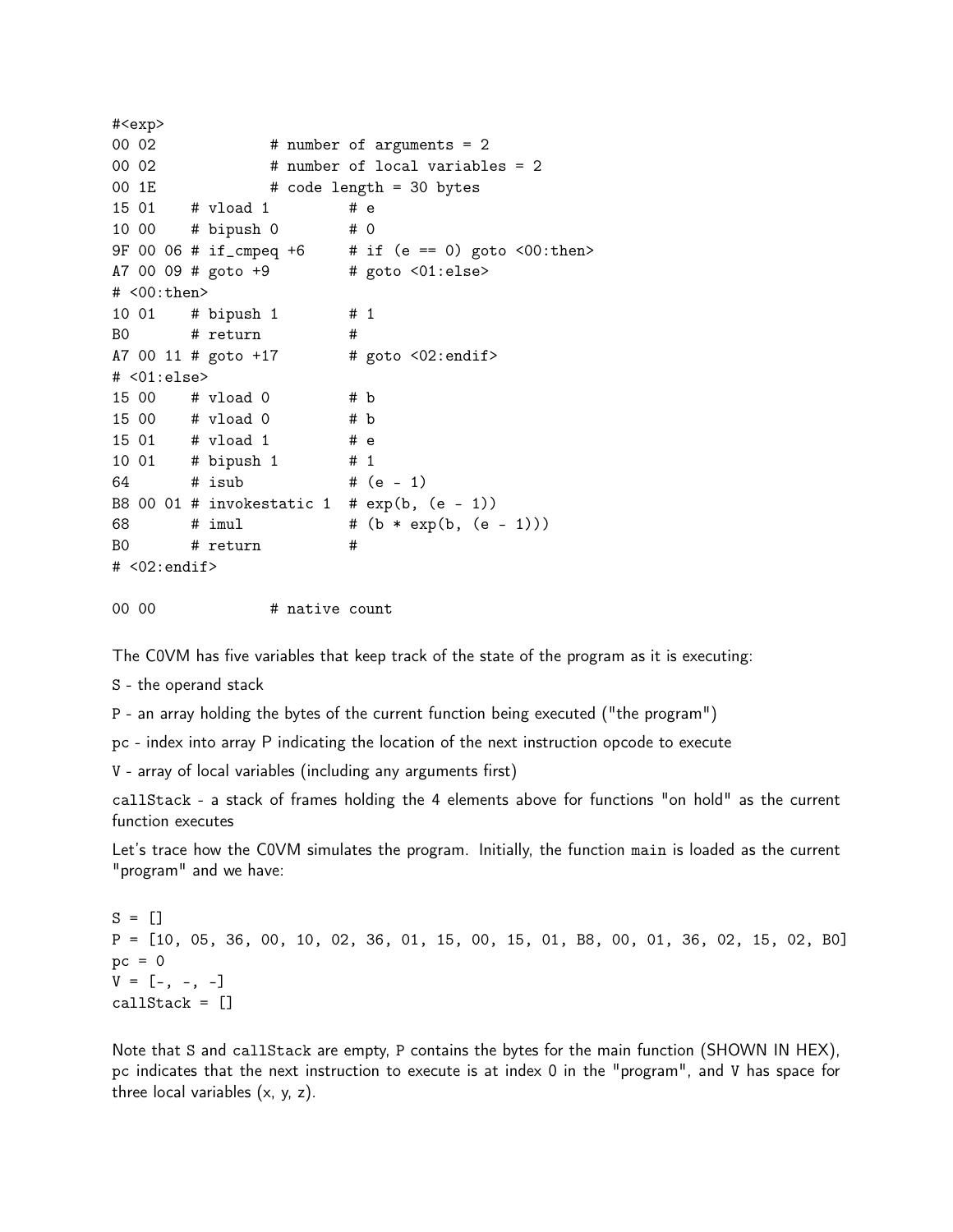```
#<exp>
00 02           # number of arguments = 2
00 02           # number of local variables = 2
00 1E           # code length = 30 bytes
15 01    # vload 1         # e
10 00    # bipush 0        # 0
9F 00 06 # if_cmpeq +6     # if (e == 0) goto <00:then>
A7 00 09 # goto +9         # goto <01:else>
# <00:then>
10 01    # bipush 1        # 1
B0       # return          #
A7 00 11 # goto +17        # goto <02:endif>
# <01:else>
15 00    # vload 0         # b
15 00    # vload 0         # b
15 01    # vload 1         # e
10 01    # bipush 1        # 1
64       # isub            # (e - 1)
B8 00 01 # invokestatic 1  # exp(b, (e - 1))
68       # imul            # (b * exp(b, (e - 1)))
B0       # return          #
# <02:endif>

00 00           # native count
```

The C0VM has five variables that keep track of the state of the program as it is executing:

S - the operand stack

P - an array holding the bytes of the current function being executed ("the program")

pc - index into array P indicating the location of the next instruction opcode to execute

V - array of local variables (including any arguments first)

callStack - a stack of frames holding the 4 elements above for functions "on hold" as the current function executes

Let's trace how the C0VM simulates the program. Initially, the function main is loaded as the current "program" and we have:

```
S = []
P = [10, 05, 36, 00, 10, 02, 36, 01, 15, 00, 15, 01, B8, 00, 01, 36, 02, 15, 02, B0]
pc = 0
V = [-, -, -]
callStack = []
```

Note that S and callStack are empty, P contains the bytes for the main function (SHOWN IN HEX), pc indicates that the next instruction to execute is at index 0 in the "program", and V has space for three local variables (x, y, z).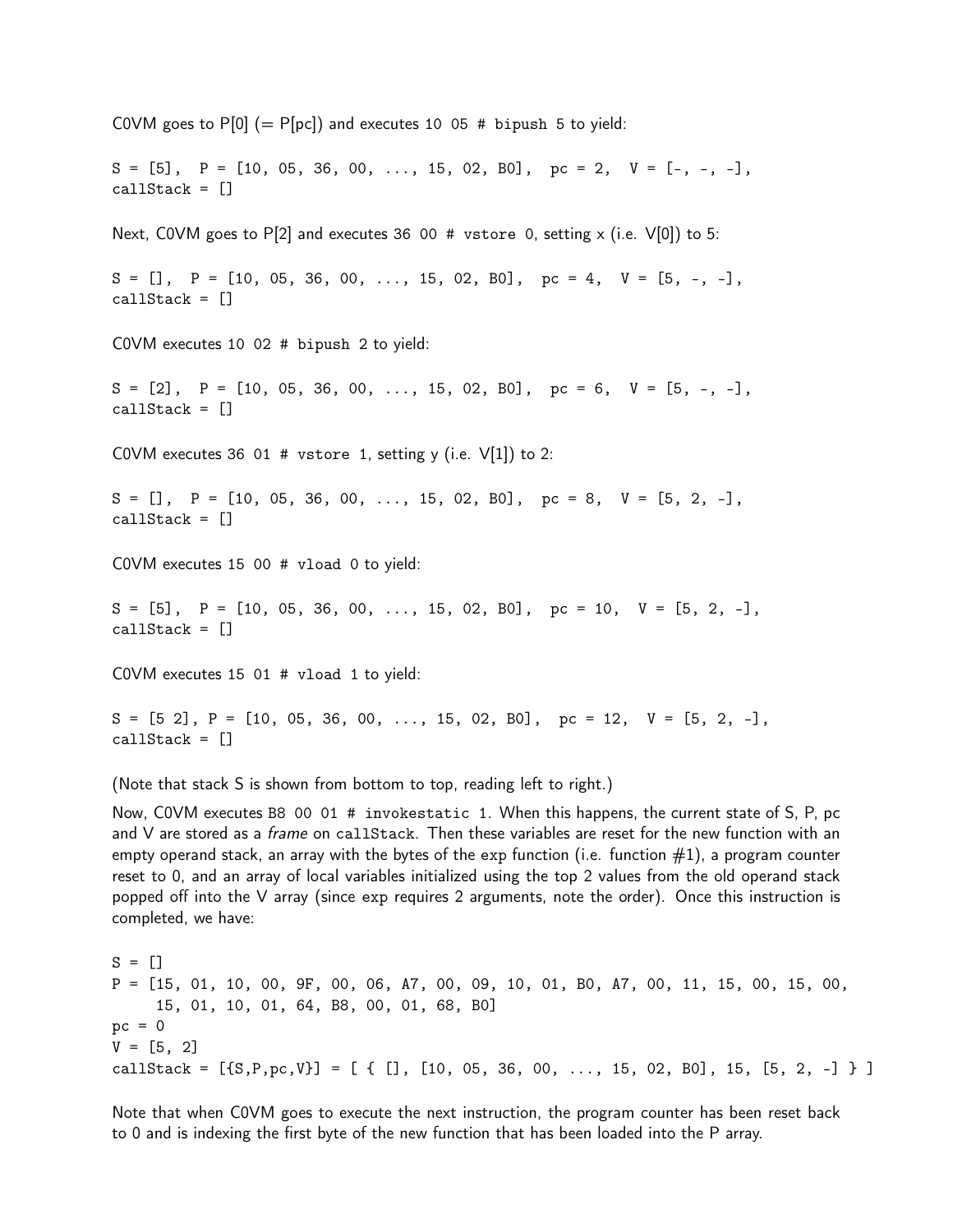C0VM goes to P[0] (= P[pc]) and executes `10 05 # bipush 5` to yield:

```
S = [5],  P = [10, 05, 36, 00, ..., 15, 02, B0],  pc = 2,  V = [-, -, -],
callStack = []
```

Next, C0VM goes to P[2] and executes `36 00 # vstore 0`, setting x (i.e. V[0]) to 5:

```
S = [],  P = [10, 05, 36, 00, ..., 15, 02, B0],  pc = 4,  V = [5, -, -],
callStack = []
```

C0VM executes `10 02 # bipush 2` to yield:

```
S = [2],  P = [10, 05, 36, 00, ..., 15, 02, B0],  pc = 6,  V = [5, -, -],
callStack = []
```

C0VM executes `36 01 # vstore 1`, setting y (i.e. V[1]) to 2:

```
S = [],  P = [10, 05, 36, 00, ..., 15, 02, B0],  pc = 8,  V = [5, 2, -],
callStack = []
```

C0VM executes `15 00 # vload 0` to yield:

```
S = [5],  P = [10, 05, 36, 00, ..., 15, 02, B0],  pc = 10,  V = [5, 2, -],
callStack = []
```

C0VM executes `15 01 # vload 1` to yield:

```
S = [5 2], P = [10, 05, 36, 00, ..., 15, 02, B0],  pc = 12,  V = [5, 2, -],
callStack = []
```

(Note that stack S is shown from bottom to top, reading left to right.)

Now, C0VM executes `B8 00 01 # invokestatic 1`. When this happens, the current state of S, P, pc and V are stored as a *frame* on `callStack`. Then these variables are reset for the new function with an empty operand stack, an array with the bytes of the `exp` function (i.e. function #1), a program counter reset to 0, and an array of local variables initialized using the top 2 values from the old operand stack popped off into the V array (since `exp` requires 2 arguments, note the order). Once this instruction is completed, we have:

```
S = []
P = [15, 01, 10, 00, 9F, 00, 06, A7, 00, 09, 10, 01, B0, A7, 00, 11, 15, 00, 15, 00,
     15, 01, 10, 01, 64, B8, 00, 01, 68, B0]
pc = 0
V = [5, 2]
callStack = [{S,P,pc,V}] = [ { [], [10, 05, 36, 00, ..., 15, 02, B0], 15, [5, 2, -] } ]
```

Note that when C0VM goes to execute the next instruction, the program counter has been reset back to 0 and is indexing the first byte of the new function that has been loaded into the P array.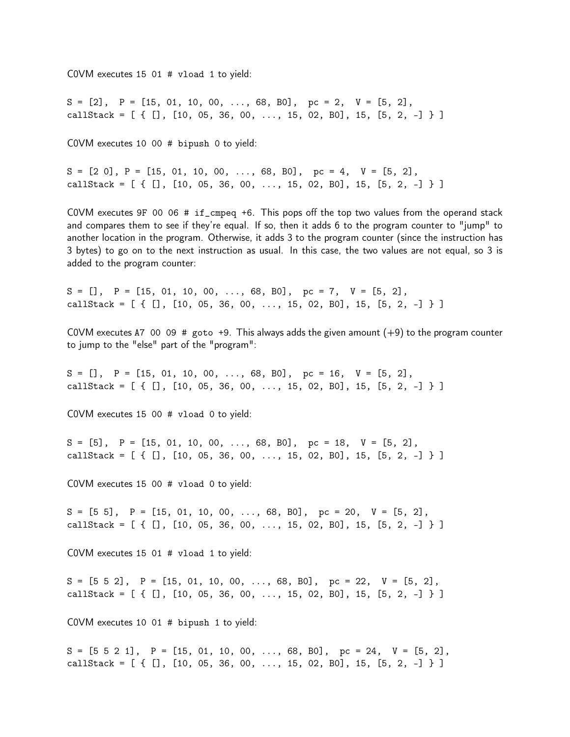C0VM executes `15 01 # vload 1` to yield:

```
S = [2],  P = [15, 01, 10, 00, ..., 68, B0],  pc = 2,  V = [5, 2],
callStack = [ { [], [10, 05, 36, 00, ..., 15, 02, B0], 15, [5, 2, -] } ]
```

C0VM executes `10 00 # bipush 0` to yield:

```
S = [2 0], P = [15, 01, 10, 00, ..., 68, B0],  pc = 4,  V = [5, 2],
callStack = [ { [], [10, 05, 36, 00, ..., 15, 02, B0], 15, [5, 2, -] } ]
```

C0VM executes `9F 00 06 # if_cmpeq +6`. This pops off the top two values from the operand stack and compares them to see if they're equal. If so, then it adds 6 to the program counter to "jump" to another location in the program. Otherwise, it adds 3 to the program counter (since the instruction has 3 bytes) to go on to the next instruction as usual. In this case, the two values are not equal, so 3 is added to the program counter:

```
S = [],  P = [15, 01, 10, 00, ..., 68, B0],  pc = 7,  V = [5, 2],
callStack = [ { [], [10, 05, 36, 00, ..., 15, 02, B0], 15, [5, 2, -] } ]
```

C0VM executes `A7 00 09 # goto +9`. This always adds the given amount (+9) to the program counter to jump to the "else" part of the "program":

```
S = [],  P = [15, 01, 10, 00, ..., 68, B0],  pc = 16,  V = [5, 2],
callStack = [ { [], [10, 05, 36, 00, ..., 15, 02, B0], 15, [5, 2, -] } ]
```

C0VM executes `15 00 # vload 0` to yield:

```
S = [5],  P = [15, 01, 10, 00, ..., 68, B0],  pc = 18,  V = [5, 2],
callStack = [ { [], [10, 05, 36, 00, ..., 15, 02, B0], 15, [5, 2, -] } ]
```

C0VM executes `15 00 # vload 0` to yield:

```
S = [5 5],  P = [15, 01, 10, 00, ..., 68, B0],  pc = 20,  V = [5, 2],
callStack = [ { [], [10, 05, 36, 00, ..., 15, 02, B0], 15, [5, 2, -] } ]
```

C0VM executes `15 01 # vload 1` to yield:

```
S = [5 5 2],  P = [15, 01, 10, 00, ..., 68, B0],  pc = 22,  V = [5, 2],
callStack = [ { [], [10, 05, 36, 00, ..., 15, 02, B0], 15, [5, 2, -] } ]
```

C0VM executes `10 01 # bipush 1` to yield:

```
S = [5 5 2 1],  P = [15, 01, 10, 00, ..., 68, B0],  pc = 24,  V = [5, 2],
callStack = [ { [], [10, 05, 36, 00, ..., 15, 02, B0], 15, [5, 2, -] } ]
```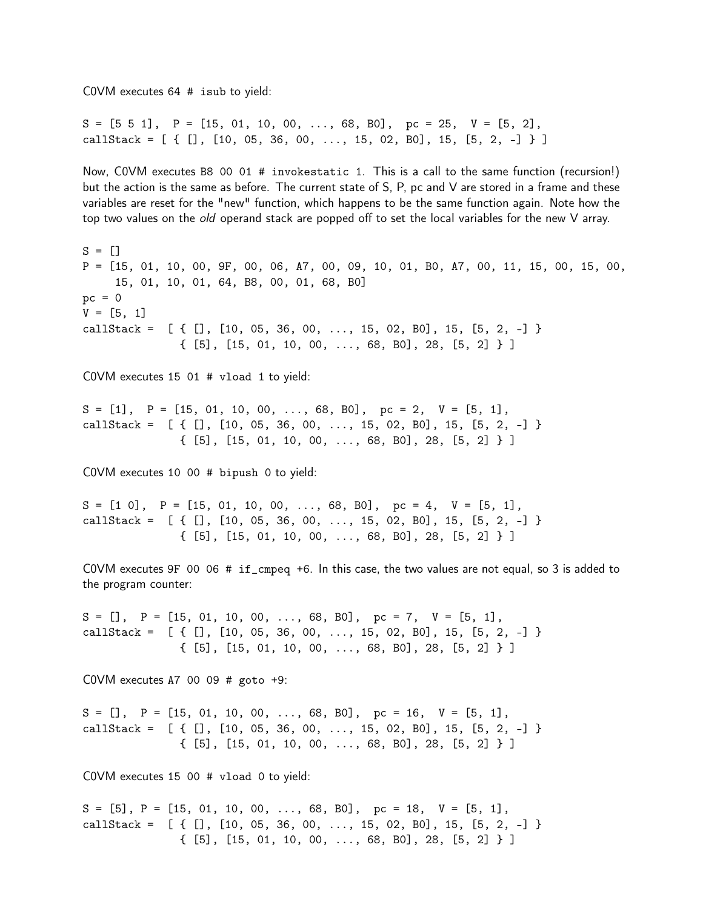C0VM executes 64 # `isub` to yield:

```
S = [5 5 1],  P = [15, 01, 10, 00, ..., 68, B0],  pc = 25,  V = [5, 2],
callStack = [ { [], [10, 05, 36, 00, ..., 15, 02, B0], 15, [5, 2, -] } ]
```

Now, C0VM executes B8 00 01 # `invokestatic 1`. This is a call to the same function (recursion!) but the action is the same as before. The current state of S, P, pc and V are stored in a frame and these variables are reset for the "new" function, which happens to be the same function again. Note how the top two values on the *old* operand stack are popped off to set the local variables for the new V array.

```
S = []
P = [15, 01, 10, 00, 9F, 00, 06, A7, 00, 09, 10, 01, B0, A7, 00, 11, 15, 00, 15, 00,
     15, 01, 10, 01, 64, B8, 00, 01, 68, B0]
pc = 0
V = [5, 1]
callStack =  [ { [], [10, 05, 36, 00, ..., 15, 02, B0], 15, [5, 2, -] }
               { [5], [15, 01, 10, 00, ..., 68, B0], 28, [5, 2] } ]
```

C0VM executes 15 01 # `vload 1` to yield:

```
S = [1],  P = [15, 01, 10, 00, ..., 68, B0],  pc = 2,  V = [5, 1],
callStack =  [ { [], [10, 05, 36, 00, ..., 15, 02, B0], 15, [5, 2, -] }
               { [5], [15, 01, 10, 00, ..., 68, B0], 28, [5, 2] } ]
```

C0VM executes 10 00 # `bipush 0` to yield:

```
S = [1 0],  P = [15, 01, 10, 00, ..., 68, B0],  pc = 4,  V = [5, 1],
callStack =  [ { [], [10, 05, 36, 00, ..., 15, 02, B0], 15, [5, 2, -] }
               { [5], [15, 01, 10, 00, ..., 68, B0], 28, [5, 2] } ]
```

C0VM executes 9F 00 06 # `if_cmpeq +6`. In this case, the two values are not equal, so 3 is added to the program counter:

```
S = [],  P = [15, 01, 10, 00, ..., 68, B0],  pc = 7,  V = [5, 1],
callStack =  [ { [], [10, 05, 36, 00, ..., 15, 02, B0], 15, [5, 2, -] }
               { [5], [15, 01, 10, 00, ..., 68, B0], 28, [5, 2] } ]
```

C0VM executes A7 00 09 # `goto +9`:

```
S = [],  P = [15, 01, 10, 00, ..., 68, B0],  pc = 16,  V = [5, 1],
callStack =  [ { [], [10, 05, 36, 00, ..., 15, 02, B0], 15, [5, 2, -] }
               { [5], [15, 01, 10, 00, ..., 68, B0], 28, [5, 2] } ]
```

C0VM executes 15 00 # `vload 0` to yield:

```
S = [5], P = [15, 01, 10, 00, ..., 68, B0],  pc = 18,  V = [5, 1],
callStack =  [ { [], [10, 05, 36, 00, ..., 15, 02, B0], 15, [5, 2, -] }
               { [5], [15, 01, 10, 00, ..., 68, B0], 28, [5, 2] } ]
```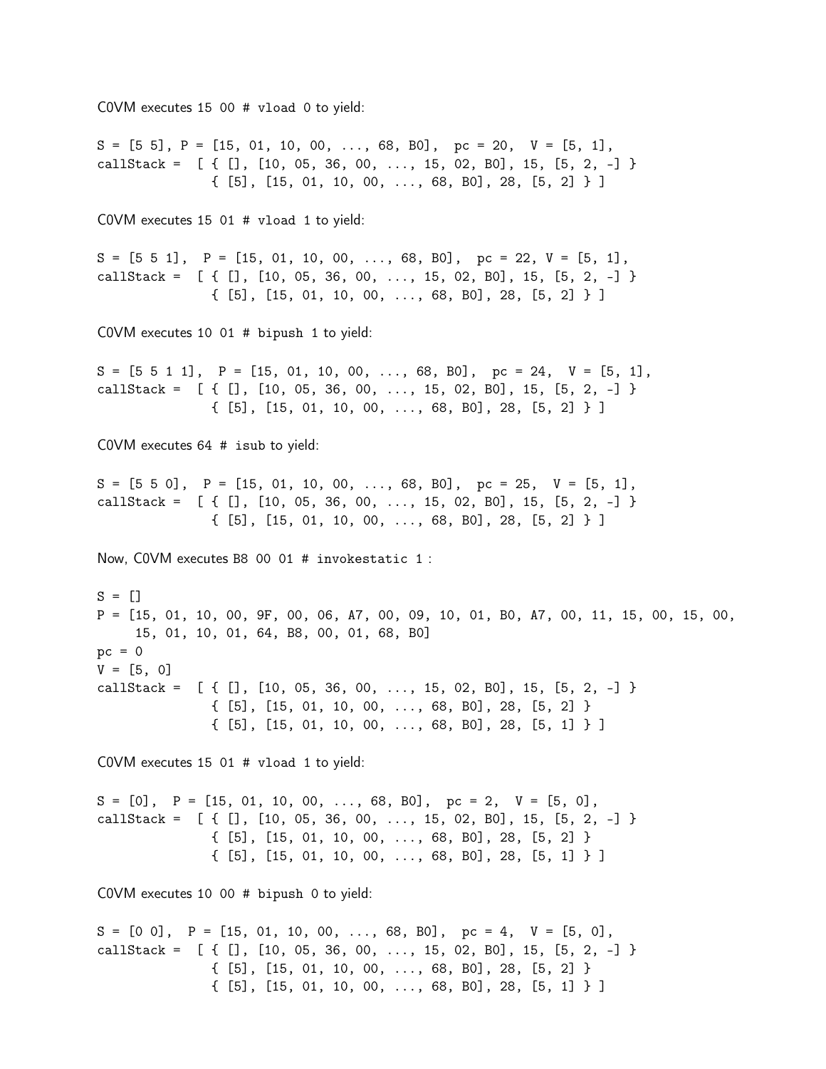C0VM executes `15 00 # vload 0` to yield:

```
S = [5 5], P = [15, 01, 10, 00, ..., 68, B0],  pc = 20,  V = [5, 1],
callStack =  [ { [], [10, 05, 36, 00, ..., 15, 02, B0], 15, [5, 2, -] }
               { [5], [15, 01, 10, 00, ..., 68, B0], 28, [5, 2] } ]
```

C0VM executes `15 01 # vload 1` to yield:

```
S = [5 5 1],  P = [15, 01, 10, 00, ..., 68, B0],  pc = 22, V = [5, 1],
callStack =  [ { [], [10, 05, 36, 00, ..., 15, 02, B0], 15, [5, 2, -] }
               { [5], [15, 01, 10, 00, ..., 68, B0], 28, [5, 2] } ]
```

C0VM executes `10 01 # bipush 1` to yield:

```
S = [5 5 1 1],  P = [15, 01, 10, 00, ..., 68, B0],  pc = 24,  V = [5, 1],
callStack =  [ { [], [10, 05, 36, 00, ..., 15, 02, B0], 15, [5, 2, -] }
               { [5], [15, 01, 10, 00, ..., 68, B0], 28, [5, 2] } ]
```

C0VM executes `64 # isub` to yield:

```
S = [5 5 0],  P = [15, 01, 10, 00, ..., 68, B0],  pc = 25,  V = [5, 1],
callStack =  [ { [], [10, 05, 36, 00, ..., 15, 02, B0], 15, [5, 2, -] }
               { [5], [15, 01, 10, 00, ..., 68, B0], 28, [5, 2] } ]
```

Now, C0VM executes `B8 00 01 # invokestatic 1` :

```
S = []
P = [15, 01, 10, 00, 9F, 00, 06, A7, 00, 09, 10, 01, B0, A7, 00, 11, 15, 00, 15, 00,
     15, 01, 10, 01, 64, B8, 00, 01, 68, B0]
pc = 0
V = [5, 0]
callStack =  [ { [], [10, 05, 36, 00, ..., 15, 02, B0], 15, [5, 2, -] }
               { [5], [15, 01, 10, 00, ..., 68, B0], 28, [5, 2] }
               { [5], [15, 01, 10, 00, ..., 68, B0], 28, [5, 1] } ]
```

C0VM executes `15 01 # vload 1` to yield:

```
S = [0],  P = [15, 01, 10, 00, ..., 68, B0],  pc = 2,  V = [5, 0],
callStack =  [ { [], [10, 05, 36, 00, ..., 15, 02, B0], 15, [5, 2, -] }
               { [5], [15, 01, 10, 00, ..., 68, B0], 28, [5, 2] }
               { [5], [15, 01, 10, 00, ..., 68, B0], 28, [5, 1] } ]
```

C0VM executes `10 00 # bipush 0` to yield:

```
S = [0 0],  P = [15, 01, 10, 00, ..., 68, B0],  pc = 4,  V = [5, 0],
callStack =  [ { [], [10, 05, 36, 00, ..., 15, 02, B0], 15, [5, 2, -] }
               { [5], [15, 01, 10, 00, ..., 68, B0], 28, [5, 2] }
               { [5], [15, 01, 10, 00, ..., 68, B0], 28, [5, 1] } ]
```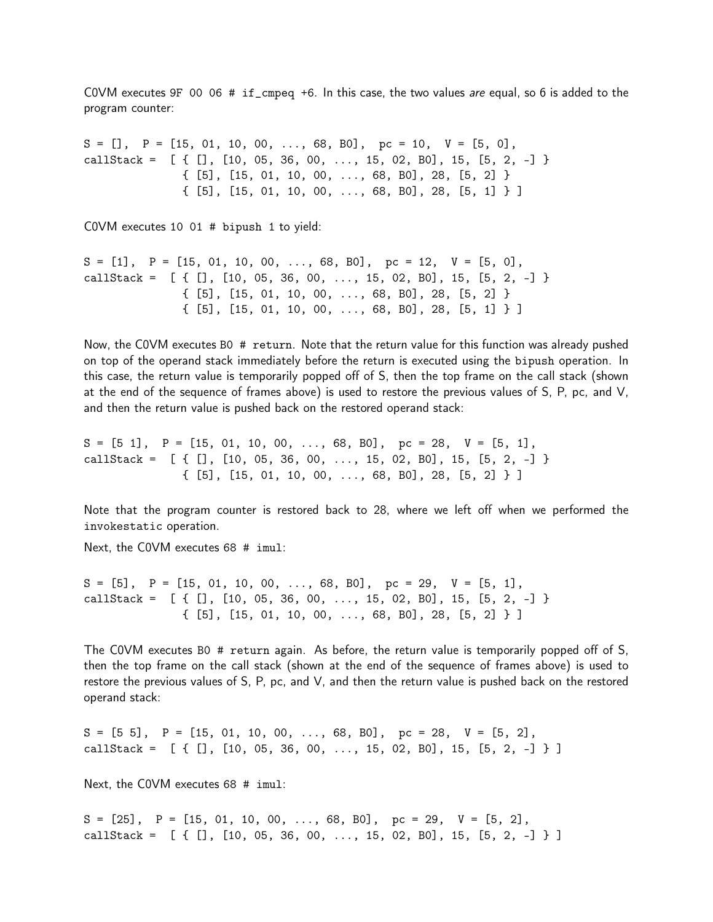C0VM executes `9F 00 06 # if_cmpeq +6`. In this case, the two values *are* equal, so 6 is added to the program counter:

```
S = [],  P = [15, 01, 10, 00, ..., 68, B0],  pc = 10,  V = [5, 0],
callStack =  [ { [], [10, 05, 36, 00, ..., 15, 02, B0], 15, [5, 2, -] }
               { [5], [15, 01, 10, 00, ..., 68, B0], 28, [5, 2] }
               { [5], [15, 01, 10, 00, ..., 68, B0], 28, [5, 1] } ]
```

C0VM executes `10 01 # bipush 1` to yield:

```
S = [1],  P = [15, 01, 10, 00, ..., 68, B0],  pc = 12,  V = [5, 0],
callStack =  [ { [], [10, 05, 36, 00, ..., 15, 02, B0], 15, [5, 2, -] }
               { [5], [15, 01, 10, 00, ..., 68, B0], 28, [5, 2] }
               { [5], [15, 01, 10, 00, ..., 68, B0], 28, [5, 1] } ]
```

Now, the C0VM executes `B0 # return`. Note that the return value for this function was already pushed on top of the operand stack immediately before the return is executed using the `bipush` operation. In this case, the return value is temporarily popped off of S, then the top frame on the call stack (shown at the end of the sequence of frames above) is used to restore the previous values of S, P, pc, and V, and then the return value is pushed back on the restored operand stack:

```
S = [5 1],  P = [15, 01, 10, 00, ..., 68, B0],  pc = 28,  V = [5, 1],
callStack =  [ { [], [10, 05, 36, 00, ..., 15, 02, B0], 15, [5, 2, -] }
               { [5], [15, 01, 10, 00, ..., 68, B0], 28, [5, 2] } ]
```

Note that the program counter is restored back to 28, where we left off when we performed the `invokestatic` operation.

Next, the C0VM executes `68 # imul`:

```
S = [5],  P = [15, 01, 10, 00, ..., 68, B0],  pc = 29,  V = [5, 1],
callStack =  [ { [], [10, 05, 36, 00, ..., 15, 02, B0], 15, [5, 2, -] }
               { [5], [15, 01, 10, 00, ..., 68, B0], 28, [5, 2] } ]
```

The C0VM executes `B0 # return` again. As before, the return value is temporarily popped off of S, then the top frame on the call stack (shown at the end of the sequence of frames above) is used to restore the previous values of S, P, pc, and V, and then the return value is pushed back on the restored operand stack:

```
S = [5 5],  P = [15, 01, 10, 00, ..., 68, B0],  pc = 28,  V = [5, 2],
callStack =  [ { [], [10, 05, 36, 00, ..., 15, 02, B0], 15, [5, 2, -] } ]
```

Next, the C0VM executes `68 # imul`:

```
S = [25],  P = [15, 01, 10, 00, ..., 68, B0],  pc = 29,  V = [5, 2],
callStack =  [ { [], [10, 05, 36, 00, ..., 15, 02, B0], 15, [5, 2, -] } ]
```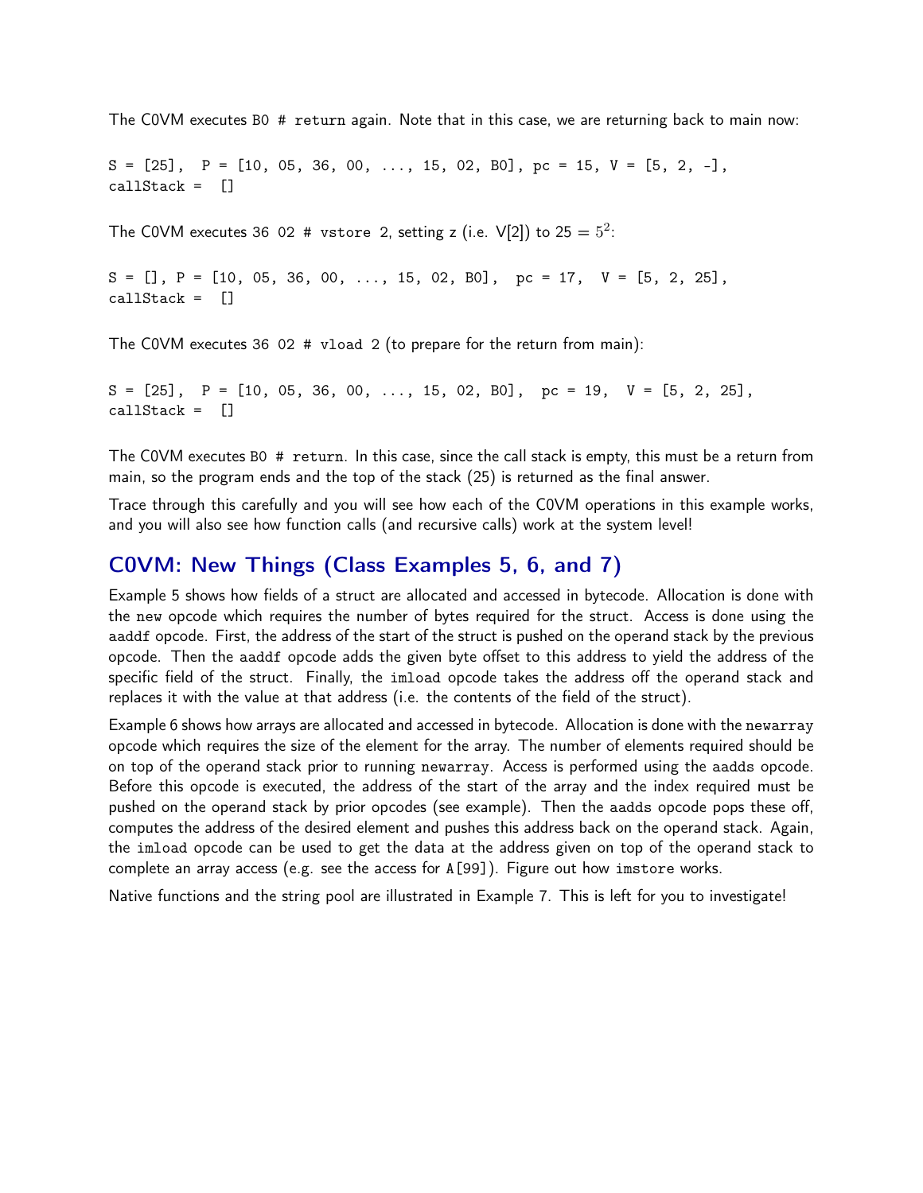The C0VM executes `B0 # return` again. Note that in this case, we are returning back to main now:

```
S = [25],  P = [10, 05, 36, 00, ..., 15, 02, B0], pc = 15, V = [5, 2, -],
callStack =  []
```

The C0VM executes `36 02 # vstore 2`, setting z (i.e. V[2]) to 25 = $5^2$:

```
S = [], P = [10, 05, 36, 00, ..., 15, 02, B0],  pc = 17,  V = [5, 2, 25],
callStack =  []
```

The C0VM executes `36 02 # vload 2` (to prepare for the return from main):

```
S = [25],  P = [10, 05, 36, 00, ..., 15, 02, B0],  pc = 19,  V = [5, 2, 25],
callStack =  []
```

The C0VM executes `B0 # return`. In this case, since the call stack is empty, this must be a return from main, so the program ends and the top of the stack (25) is returned as the final answer.

Trace through this carefully and you will see how each of the C0VM operations in this example works, and you will also see how function calls (and recursive calls) work at the system level!

## C0VM: New Things (Class Examples 5, 6, and 7)

Example 5 shows how fields of a struct are allocated and accessed in bytecode. Allocation is done with the `new` opcode which requires the number of bytes required for the struct. Access is done using the `aaddf` opcode. First, the address of the start of the struct is pushed on the operand stack by the previous opcode. Then the `aaddf` opcode adds the given byte offset to this address to yield the address of the specific field of the struct. Finally, the `imload` opcode takes the address off the operand stack and replaces it with the value at that address (i.e. the contents of the field of the struct).

Example 6 shows how arrays are allocated and accessed in bytecode. Allocation is done with the `newarray` opcode which requires the size of the element for the array. The number of elements required should be on top of the operand stack prior to running `newarray`. Access is performed using the `aadds` opcode. Before this opcode is executed, the address of the start of the array and the index required must be pushed on the operand stack by prior opcodes (see example). Then the `aadds` opcode pops these off, computes the address of the desired element and pushes this address back on the operand stack. Again, the `imload` opcode can be used to get the data at the address given on top of the operand stack to complete an array access (e.g. see the access for `A[99]`). Figure out how `imstore` works.

Native functions and the string pool are illustrated in Example 7. This is left for you to investigate!